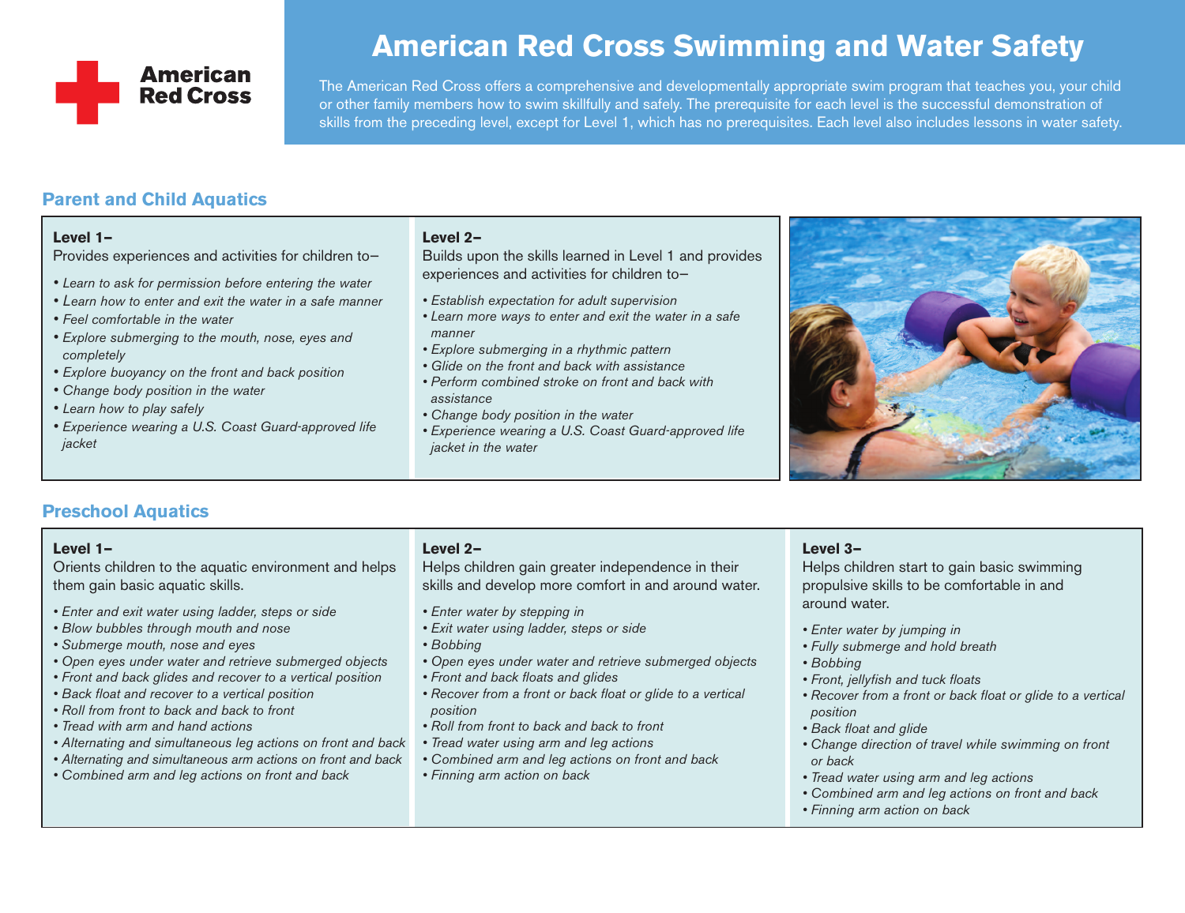# American Red Cross Swimming and Water Safety

American Red Cross

The American Red Cross offers a comprehensive and developmentally appropriate swim program that teaches you, your child or other family members how to swim skillfully and safely. The prerequisite for each level is the successful demonstration of skills from the preceding level, except for Level 1, which has no prerequisites. Each level also includes lessons in water safety.

## Parent and Child Aquatics

**Level 1–**

Provides experiences and activities for children to–

- *Learn to ask for permission before entering the water*
- *Learn how to enter and exit the water in a safe manner*
- *Feel comfortable in the water*
- *Explore submerging to the mouth, nose, eyes and completely*
- *Explore buoyancy on the front and back position*
- *Change body position in the water*
- *Learn how to play safely*
- *Experience wearing a U.S. Coast Guard-approved life jacket*

**Level 2–**

Builds upon the skills learned in Level 1 and provides experiences and activities for children to–

- *Establish expectation for adult supervision*
- *Learn more ways to enter and exit the water in a safe manner*
- *Explore submerging in a rhythmic pattern*
- *Glide on the front and back with assistance*
- *Perform combined stroke on front and back with assistance*
- *Change body position in the water*
- *Experience wearing a U.S. Coast Guard-approved life jacket in the water*

## Preschool Aquatics

**Level 1–**

Orients children to the aquatic environment and helps them gain basic aquatic skills.

- *Enter and exit water using ladder, steps or side*
- *Blow bubbles through mouth and nose*
- *Submerge mouth, nose and eyes*
- *Open eyes under water and retrieve submerged objects*
- *Front and back glides and recover to a vertical position*
- *Back float and recover to a vertical position*
- *Roll from front to back and back to front*
- *Tread with arm and hand actions*
- *Alternating and simultaneous leg actions on front and back*
- *Alternating and simultaneous arm actions on front and back*
- *Combined arm and leg actions on front and back*

**Level 2–**

Helps children gain greater independence in their skills and develop more comfort in and around water.

- *Enter water by stepping in*
- *Exit water using ladder, steps or side*
- *Bobbing*
- *Open eyes under water and retrieve submerged objects*
- *Front and back floats and glides*
- *Recover from a front or back float or glide to a vertical position*
- *Roll from front to back and back to front*
- *Tread water using arm and leg actions*
- *Combined arm and leg actions on front and back*
- *Finning arm action on back*

**Level 3–**

Helps children start to gain basic swimming propulsive skills to be comfortable in and around water.

- *Enter water by jumping in*
- *Fully submerge and hold breath*
- *Bobbing*
- *Front, jellyfish and tuck floats*
- *Recover from a front or back float or glide to a vertical position*
- *Back float and glide*
- *Change direction of travel while swimming on front or back*
- *Tread water using arm and leg actions*
- *Combined arm and leg actions on front and back*
- *Finning arm action on back*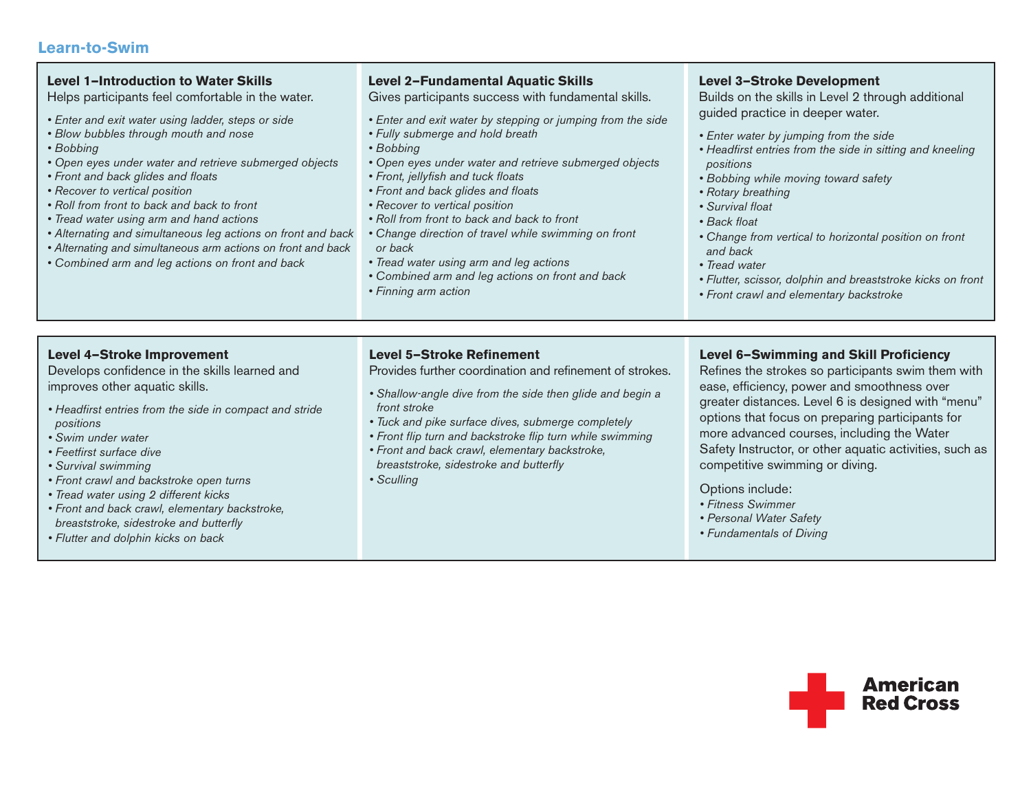## Learn-to-Swim

### Level 1–Introduction to Water Skills

Helps participants feel comfortable in the water.

- *Enter and exit water using ladder, steps or side*
- *Blow bubbles through mouth and nose*
- *Bobbing*
- *Open eyes under water and retrieve submerged objects*
- *Front and back glides and floats*
- *Recover to vertical position*
- *Roll from front to back and back to front*
- *Tread water using arm and hand actions*
- *Alternating and simultaneous leg actions on front and back*
- *Alternating and simultaneous arm actions on front and back*
- *Combined arm and leg actions on front and back*

### Level 2–Fundamental Aquatic Skills

Gives participants success with fundamental skills.

- *Enter and exit water by stepping or jumping from the side*
- *Fully submerge and hold breath*
- *Bobbing*
- *Open eyes under water and retrieve submerged objects*
- *Front, jellyfish and tuck floats*
- *Front and back glides and floats*
- *Recover to vertical position*
- *Roll from front to back and back to front*
- *Change direction of travel while swimming on front or back*
- *Tread water using arm and leg actions*
- *Combined arm and leg actions on front and back*
- *Finning arm action*

### Level 3–Stroke Development

Builds on the skills in Level 2 through additional guided practice in deeper water.

- *Enter water by jumping from the side*
- *Headfirst entries from the side in sitting and kneeling positions*
- *Bobbing while moving toward safety*
- *Rotary breathing*
- *Survival float*
- *Back float*
- *Change from vertical to horizontal position on front and back*
- *Tread water*
- *Flutter, scissor, dolphin and breaststroke kicks on front*
- *Front crawl and elementary backstroke*

### Level 4–Stroke Improvement

Develops confidence in the skills learned and improves other aquatic skills.

- *Headfirst entries from the side in compact and stride positions*
- *Swim under water*
- *Feetfirst surface dive*
- *Survival swimming*
- *Front crawl and backstroke open turns*
- *Tread water using 2 different kicks*
- *Front and back crawl, elementary backstroke, breaststroke, sidestroke and butterfly*
- *Flutter and dolphin kicks on back*

### Level 5–Stroke Refinement

Provides further coordination and refinement of strokes.

- *Shallow-angle dive from the side then glide and begin a front stroke*
- *Tuck and pike surface dives, submerge completely*
- *Front flip turn and backstroke flip turn while swimming*
- *Front and back crawl, elementary backstroke, breaststroke, sidestroke and butterfly*
- *Sculling*

### Level 6–Swimming and Skill Proficiency

Refines the strokes so participants swim them with ease, efficiency, power and smoothness over greater distances. Level 6 is designed with "menu" options that focus on preparing participants for more advanced courses, including the Water Safety Instructor, or other aquatic activities, such as competitive swimming or diving.

Options include:

- *Fitness Swimmer*
- *Personal Water Safety*
- *Fundamentals of Diving*

American Red Cross